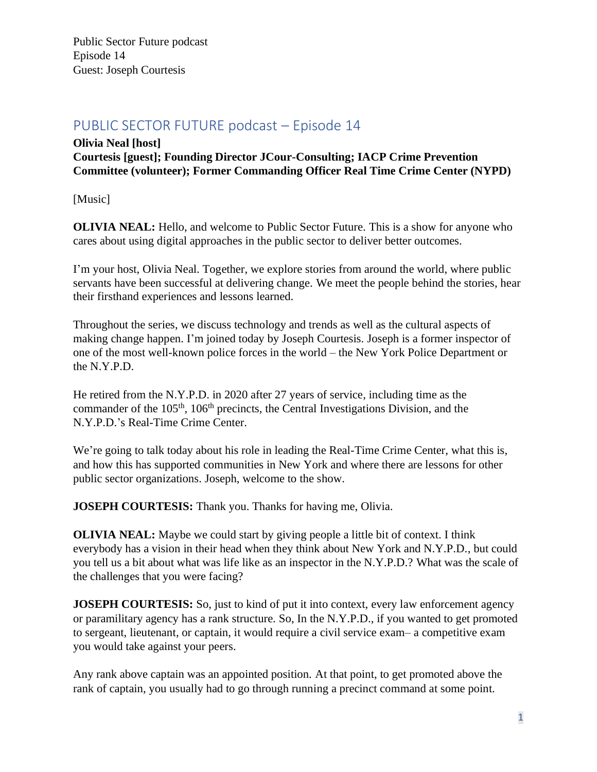# PUBLIC SECTOR FUTURE podcast – Episode 14

**Olivia Neal [host]**
**Courtesis [guest]; Founding Director JCour-Consulting; IACP Crime Prevention Committee (volunteer); Former Commanding Officer Real Time Crime Center (NYPD)**

[Music]

**OLIVIA NEAL:** Hello, and welcome to Public Sector Future. This is a show for anyone who cares about using digital approaches in the public sector to deliver better outcomes.

I'm your host, Olivia Neal. Together, we explore stories from around the world, where public servants have been successful at delivering change. We meet the people behind the stories, hear their firsthand experiences and lessons learned.

Throughout the series, we discuss technology and trends as well as the cultural aspects of making change happen. I'm joined today by Joseph Courtesis. Joseph is a former inspector of one of the most well-known police forces in the world – the New York Police Department or the N.Y.P.D.

He retired from the N.Y.P.D. in 2020 after 27 years of service, including time as the commander of the 105th, 106th precincts, the Central Investigations Division, and the N.Y.P.D.'s Real-Time Crime Center.

We're going to talk today about his role in leading the Real-Time Crime Center, what this is, and how this has supported communities in New York and where there are lessons for other public sector organizations. Joseph, welcome to the show.

**JOSEPH COURTESIS:** Thank you. Thanks for having me, Olivia.

**OLIVIA NEAL:** Maybe we could start by giving people a little bit of context. I think everybody has a vision in their head when they think about New York and N.Y.P.D., but could you tell us a bit about what was life like as an inspector in the N.Y.P.D.? What was the scale of the challenges that you were facing?

**JOSEPH COURTESIS:** So, just to kind of put it into context, every law enforcement agency or paramilitary agency has a rank structure. So, In the N.Y.P.D., if you wanted to get promoted to sergeant, lieutenant, or captain, it would require a civil service exam– a competitive exam you would take against your peers.

Any rank above captain was an appointed position. At that point, to get promoted above the rank of captain, you usually had to go through running a precinct command at some point.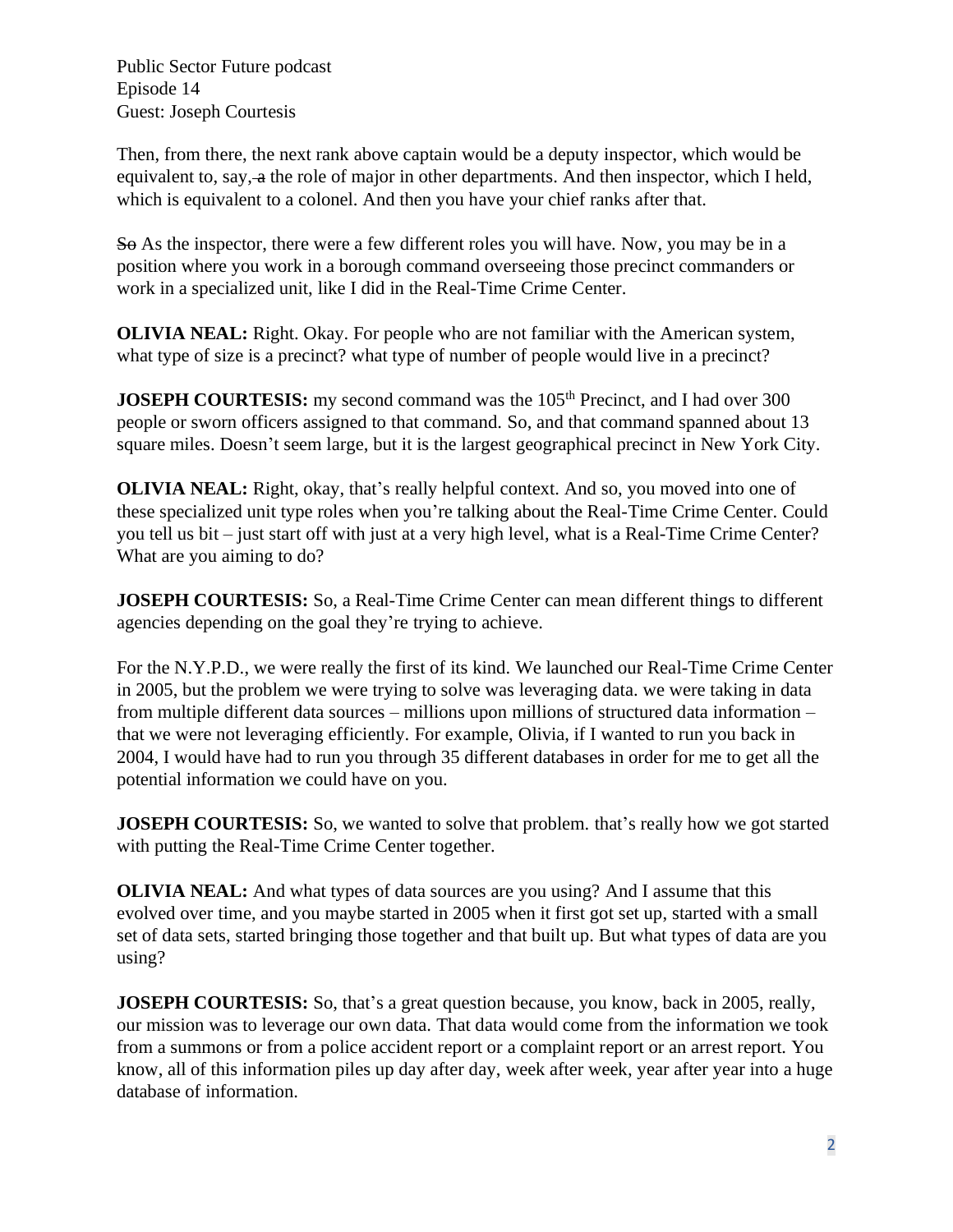Then, from there, the next rank above captain would be a deputy inspector, which would be equivalent to, say, ~~a~~ the role of major in other departments. And then inspector, which I held, which is equivalent to a colonel. And then you have your chief ranks after that.

~~So~~ As the inspector, there were a few different roles you will have. Now, you may be in a position where you work in a borough command overseeing those precinct commanders or work in a specialized unit, like I did in the Real-Time Crime Center.

**OLIVIA NEAL:** Right. Okay. For people who are not familiar with the American system, what type of size is a precinct? what type of number of people would live in a precinct?

**JOSEPH COURTESIS:** my second command was the 105th Precinct, and I had over 300 people or sworn officers assigned to that command. So, and that command spanned about 13 square miles. Doesn't seem large, but it is the largest geographical precinct in New York City.

**OLIVIA NEAL:** Right, okay, that's really helpful context. And so, you moved into one of these specialized unit type roles when you're talking about the Real-Time Crime Center. Could you tell us bit – just start off with just at a very high level, what is a Real-Time Crime Center? What are you aiming to do?

**JOSEPH COURTESIS:** So, a Real-Time Crime Center can mean different things to different agencies depending on the goal they're trying to achieve.

For the N.Y.P.D., we were really the first of its kind. We launched our Real-Time Crime Center in 2005, but the problem we were trying to solve was leveraging data. we were taking in data from multiple different data sources – millions upon millions of structured data information – that we were not leveraging efficiently. For example, Olivia, if I wanted to run you back in 2004, I would have had to run you through 35 different databases in order for me to get all the potential information we could have on you.

**JOSEPH COURTESIS:** So, we wanted to solve that problem. that's really how we got started with putting the Real-Time Crime Center together.

**OLIVIA NEAL:** And what types of data sources are you using? And I assume that this evolved over time, and you maybe started in 2005 when it first got set up, started with a small set of data sets, started bringing those together and that built up. But what types of data are you using?

**JOSEPH COURTESIS:** So, that's a great question because, you know, back in 2005, really, our mission was to leverage our own data. That data would come from the information we took from a summons or from a police accident report or a complaint report or an arrest report. You know, all of this information piles up day after day, week after week, year after year into a huge database of information.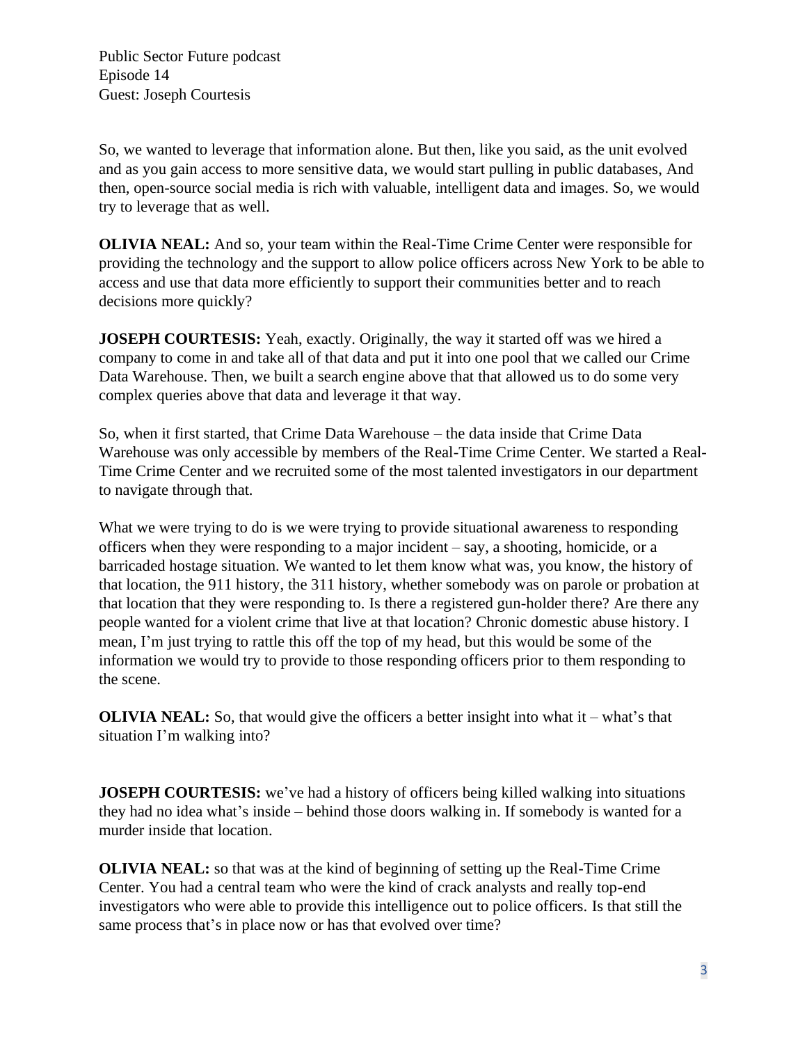So, we wanted to leverage that information alone. But then, like you said, as the unit evolved and as you gain access to more sensitive data, we would start pulling in public databases, And then, open-source social media is rich with valuable, intelligent data and images. So, we would try to leverage that as well.

**OLIVIA NEAL:** And so, your team within the Real-Time Crime Center were responsible for providing the technology and the support to allow police officers across New York to be able to access and use that data more efficiently to support their communities better and to reach decisions more quickly?

**JOSEPH COURTESIS:** Yeah, exactly. Originally, the way it started off was we hired a company to come in and take all of that data and put it into one pool that we called our Crime Data Warehouse. Then, we built a search engine above that that allowed us to do some very complex queries above that data and leverage it that way.

So, when it first started, that Crime Data Warehouse – the data inside that Crime Data Warehouse was only accessible by members of the Real-Time Crime Center. We started a Real-Time Crime Center and we recruited some of the most talented investigators in our department to navigate through that.

What we were trying to do is we were trying to provide situational awareness to responding officers when they were responding to a major incident – say, a shooting, homicide, or a barricaded hostage situation. We wanted to let them know what was, you know, the history of that location, the 911 history, the 311 history, whether somebody was on parole or probation at that location that they were responding to. Is there a registered gun-holder there? Are there any people wanted for a violent crime that live at that location? Chronic domestic abuse history. I mean, I'm just trying to rattle this off the top of my head, but this would be some of the information we would try to provide to those responding officers prior to them responding to the scene.

**OLIVIA NEAL:** So, that would give the officers a better insight into what it – what's that situation I'm walking into?

**JOSEPH COURTESIS:** we've had a history of officers being killed walking into situations they had no idea what's inside – behind those doors walking in. If somebody is wanted for a murder inside that location.

**OLIVIA NEAL:** so that was at the kind of beginning of setting up the Real-Time Crime Center. You had a central team who were the kind of crack analysts and really top-end investigators who were able to provide this intelligence out to police officers. Is that still the same process that's in place now or has that evolved over time?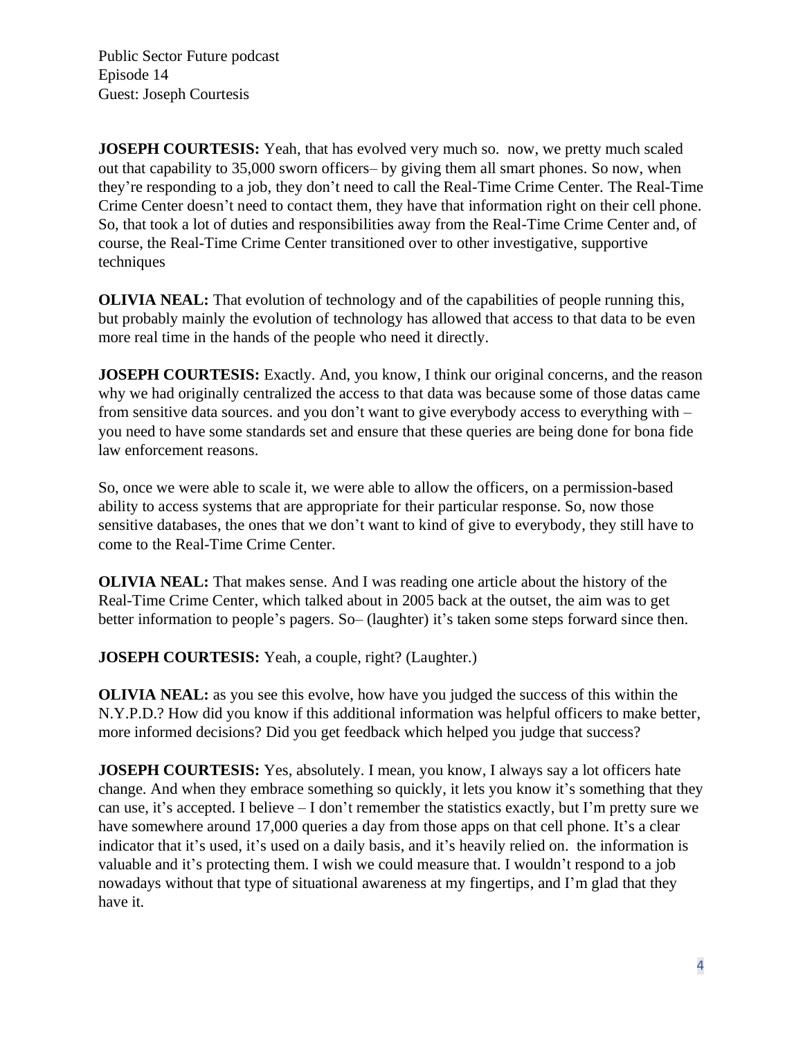**JOSEPH COURTESIS:** Yeah, that has evolved very much so. now, we pretty much scaled out that capability to 35,000 sworn officers– by giving them all smart phones. So now, when they're responding to a job, they don't need to call the Real-Time Crime Center. The Real-Time Crime Center doesn't need to contact them, they have that information right on their cell phone. So, that took a lot of duties and responsibilities away from the Real-Time Crime Center and, of course, the Real-Time Crime Center transitioned over to other investigative, supportive techniques

**OLIVIA NEAL:** That evolution of technology and of the capabilities of people running this, but probably mainly the evolution of technology has allowed that access to that data to be even more real time in the hands of the people who need it directly.

**JOSEPH COURTESIS:** Exactly. And, you know, I think our original concerns, and the reason why we had originally centralized the access to that data was because some of those datas came from sensitive data sources. and you don't want to give everybody access to everything with – you need to have some standards set and ensure that these queries are being done for bona fide law enforcement reasons.

So, once we were able to scale it, we were able to allow the officers, on a permission-based ability to access systems that are appropriate for their particular response. So, now those sensitive databases, the ones that we don't want to kind of give to everybody, they still have to come to the Real-Time Crime Center.

**OLIVIA NEAL:** That makes sense. And I was reading one article about the history of the Real-Time Crime Center, which talked about in 2005 back at the outset, the aim was to get better information to people's pagers. So– (laughter) it's taken some steps forward since then.

**JOSEPH COURTESIS:** Yeah, a couple, right? (Laughter.)

**OLIVIA NEAL:** as you see this evolve, how have you judged the success of this within the N.Y.P.D.? How did you know if this additional information was helpful officers to make better, more informed decisions? Did you get feedback which helped you judge that success?

**JOSEPH COURTESIS:** Yes, absolutely. I mean, you know, I always say a lot officers hate change. And when they embrace something so quickly, it lets you know it's something that they can use, it's accepted. I believe – I don't remember the statistics exactly, but I'm pretty sure we have somewhere around 17,000 queries a day from those apps on that cell phone. It's a clear indicator that it's used, it's used on a daily basis, and it's heavily relied on. the information is valuable and it's protecting them. I wish we could measure that. I wouldn't respond to a job nowadays without that type of situational awareness at my fingertips, and I'm glad that they have it.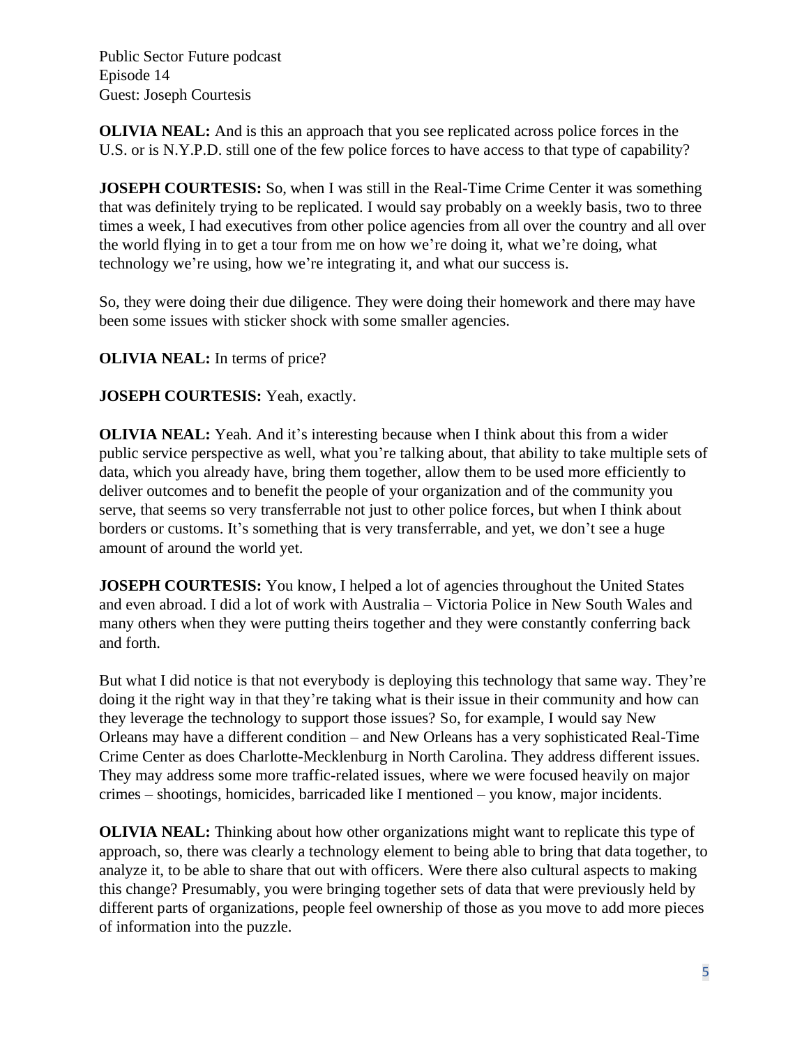**OLIVIA NEAL:** And is this an approach that you see replicated across police forces in the U.S. or is N.Y.P.D. still one of the few police forces to have access to that type of capability?

**JOSEPH COURTESIS:** So, when I was still in the Real-Time Crime Center it was something that was definitely trying to be replicated. I would say probably on a weekly basis, two to three times a week, I had executives from other police agencies from all over the country and all over the world flying in to get a tour from me on how we're doing it, what we're doing, what technology we're using, how we're integrating it, and what our success is.

So, they were doing their due diligence. They were doing their homework and there may have been some issues with sticker shock with some smaller agencies.

**OLIVIA NEAL:** In terms of price?

**JOSEPH COURTESIS:** Yeah, exactly.

**OLIVIA NEAL:** Yeah. And it's interesting because when I think about this from a wider public service perspective as well, what you're talking about, that ability to take multiple sets of data, which you already have, bring them together, allow them to be used more efficiently to deliver outcomes and to benefit the people of your organization and of the community you serve, that seems so very transferrable not just to other police forces, but when I think about borders or customs. It's something that is very transferrable, and yet, we don't see a huge amount of around the world yet.

**JOSEPH COURTESIS:** You know, I helped a lot of agencies throughout the United States and even abroad. I did a lot of work with Australia – Victoria Police in New South Wales and many others when they were putting theirs together and they were constantly conferring back and forth.

But what I did notice is that not everybody is deploying this technology that same way. They're doing it the right way in that they're taking what is their issue in their community and how can they leverage the technology to support those issues? So, for example, I would say New Orleans may have a different condition – and New Orleans has a very sophisticated Real-Time Crime Center as does Charlotte-Mecklenburg in North Carolina. They address different issues. They may address some more traffic-related issues, where we were focused heavily on major crimes – shootings, homicides, barricaded like I mentioned – you know, major incidents.

**OLIVIA NEAL:** Thinking about how other organizations might want to replicate this type of approach, so, there was clearly a technology element to being able to bring that data together, to analyze it, to be able to share that out with officers. Were there also cultural aspects to making this change? Presumably, you were bringing together sets of data that were previously held by different parts of organizations, people feel ownership of those as you move to add more pieces of information into the puzzle.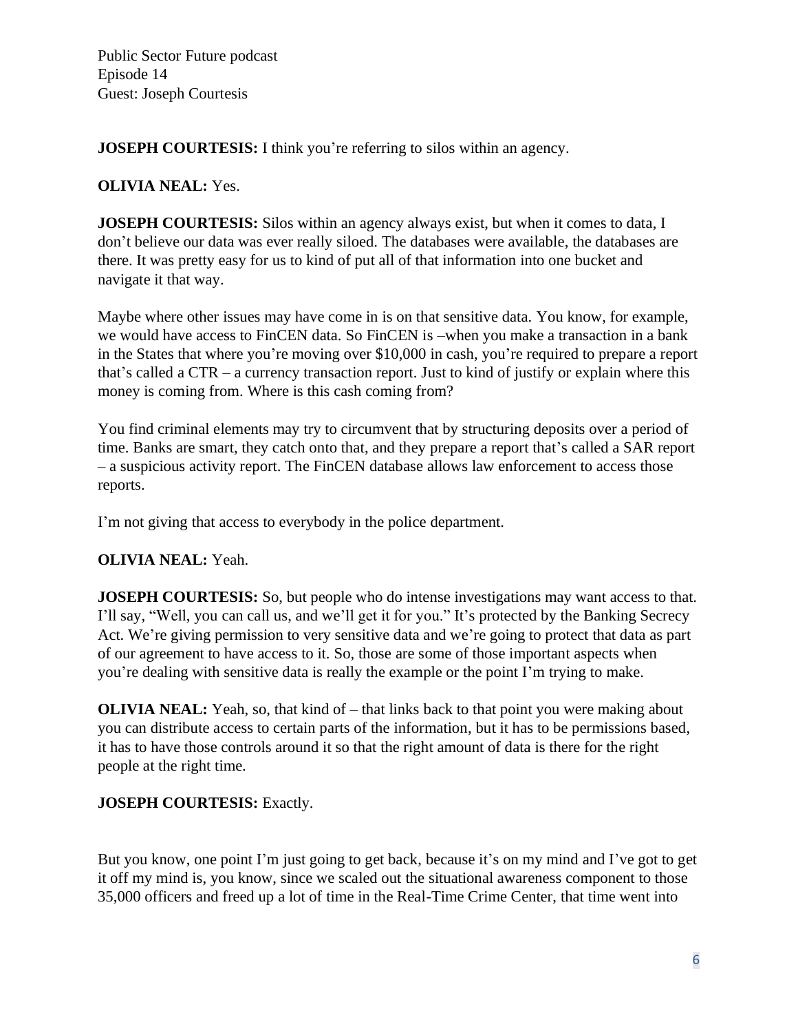**JOSEPH COURTESIS:** I think you're referring to silos within an agency.

**OLIVIA NEAL:** Yes.

**JOSEPH COURTESIS:** Silos within an agency always exist, but when it comes to data, I don't believe our data was ever really siloed. The databases were available, the databases are there. It was pretty easy for us to kind of put all of that information into one bucket and navigate it that way.

Maybe where other issues may have come in is on that sensitive data. You know, for example, we would have access to FinCEN data. So FinCEN is –when you make a transaction in a bank in the States that where you're moving over $10,000 in cash, you're required to prepare a report that's called a CTR – a currency transaction report. Just to kind of justify or explain where this money is coming from. Where is this cash coming from?

You find criminal elements may try to circumvent that by structuring deposits over a period of time. Banks are smart, they catch onto that, and they prepare a report that's called a SAR report – a suspicious activity report. The FinCEN database allows law enforcement to access those reports.

I'm not giving that access to everybody in the police department.

**OLIVIA NEAL:** Yeah.

**JOSEPH COURTESIS:** So, but people who do intense investigations may want access to that. I'll say, "Well, you can call us, and we'll get it for you." It's protected by the Banking Secrecy Act. We're giving permission to very sensitive data and we're going to protect that data as part of our agreement to have access to it. So, those are some of those important aspects when you're dealing with sensitive data is really the example or the point I'm trying to make.

**OLIVIA NEAL:** Yeah, so, that kind of – that links back to that point you were making about you can distribute access to certain parts of the information, but it has to be permissions based, it has to have those controls around it so that the right amount of data is there for the right people at the right time.

**JOSEPH COURTESIS:** Exactly.

But you know, one point I'm just going to get back, because it's on my mind and I've got to get it off my mind is, you know, since we scaled out the situational awareness component to those 35,000 officers and freed up a lot of time in the Real-Time Crime Center, that time went into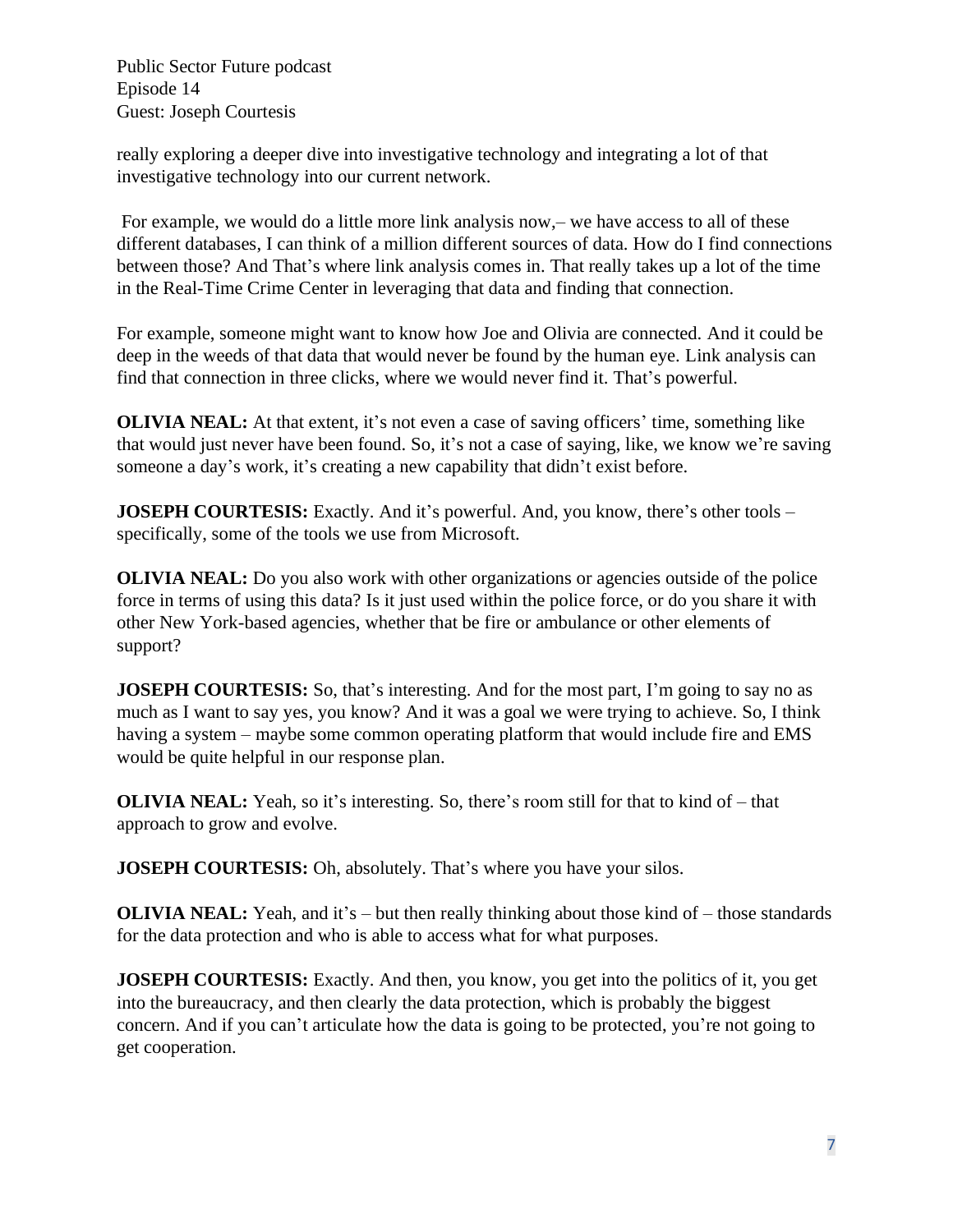really exploring a deeper dive into investigative technology and integrating a lot of that investigative technology into our current network.

For example, we would do a little more link analysis now,– we have access to all of these different databases, I can think of a million different sources of data. How do I find connections between those? And That's where link analysis comes in. That really takes up a lot of the time in the Real-Time Crime Center in leveraging that data and finding that connection.

For example, someone might want to know how Joe and Olivia are connected. And it could be deep in the weeds of that data that would never be found by the human eye. Link analysis can find that connection in three clicks, where we would never find it. That's powerful.

**OLIVIA NEAL:** At that extent, it's not even a case of saving officers' time, something like that would just never have been found. So, it's not a case of saying, like, we know we're saving someone a day's work, it's creating a new capability that didn't exist before.

**JOSEPH COURTESIS:** Exactly. And it's powerful. And, you know, there's other tools – specifically, some of the tools we use from Microsoft.

**OLIVIA NEAL:** Do you also work with other organizations or agencies outside of the police force in terms of using this data? Is it just used within the police force, or do you share it with other New York-based agencies, whether that be fire or ambulance or other elements of support?

**JOSEPH COURTESIS:** So, that's interesting. And for the most part, I'm going to say no as much as I want to say yes, you know? And it was a goal we were trying to achieve. So, I think having a system – maybe some common operating platform that would include fire and EMS would be quite helpful in our response plan.

**OLIVIA NEAL:** Yeah, so it's interesting. So, there's room still for that to kind of – that approach to grow and evolve.

**JOSEPH COURTESIS:** Oh, absolutely. That's where you have your silos.

**OLIVIA NEAL:** Yeah, and it's – but then really thinking about those kind of – those standards for the data protection and who is able to access what for what purposes.

**JOSEPH COURTESIS:** Exactly. And then, you know, you get into the politics of it, you get into the bureaucracy, and then clearly the data protection, which is probably the biggest concern. And if you can't articulate how the data is going to be protected, you're not going to get cooperation.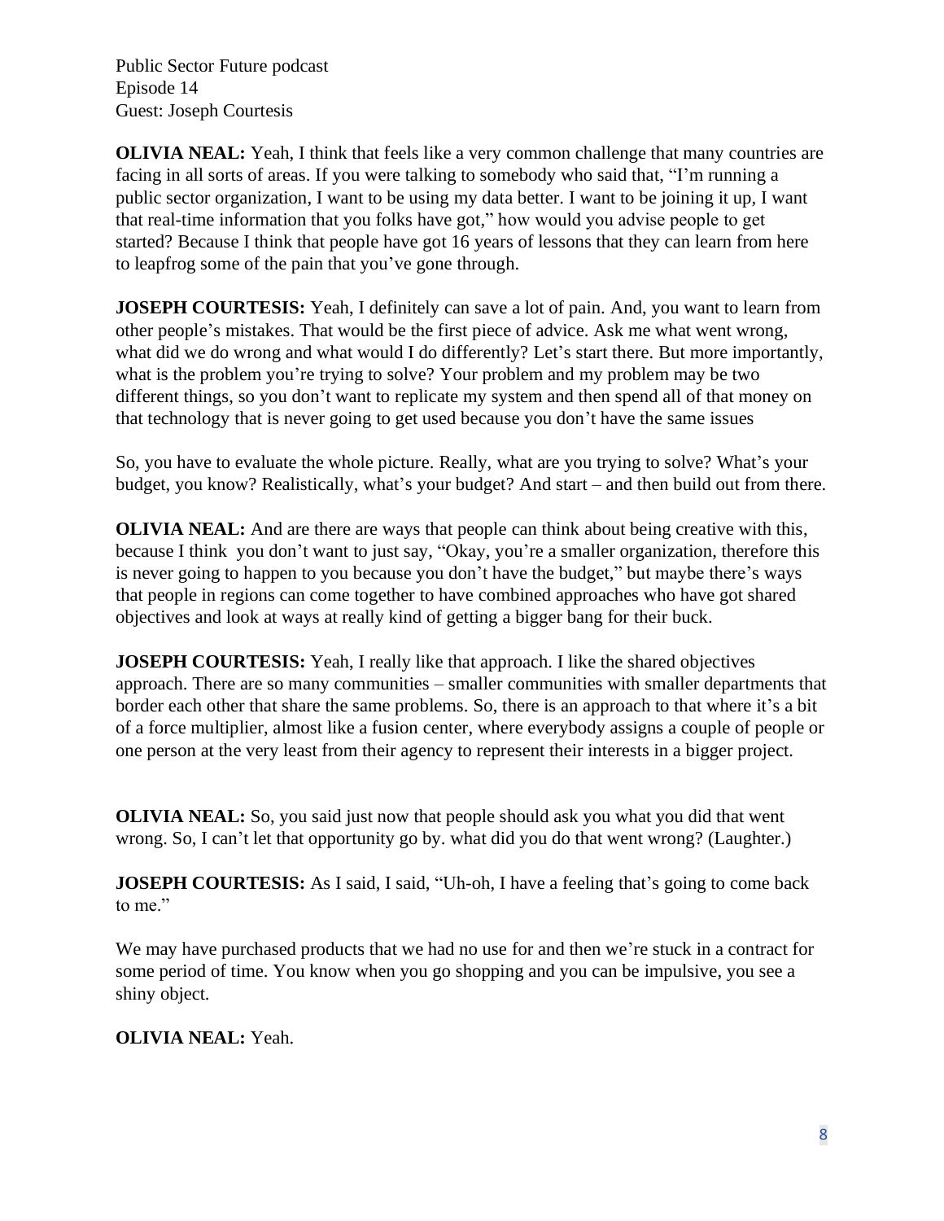**OLIVIA NEAL:** Yeah, I think that feels like a very common challenge that many countries are facing in all sorts of areas. If you were talking to somebody who said that, "I'm running a public sector organization, I want to be using my data better. I want to be joining it up, I want that real-time information that you folks have got," how would you advise people to get started? Because I think that people have got 16 years of lessons that they can learn from here to leapfrog some of the pain that you've gone through.

**JOSEPH COURTESIS:** Yeah, I definitely can save a lot of pain. And, you want to learn from other people's mistakes. That would be the first piece of advice. Ask me what went wrong, what did we do wrong and what would I do differently? Let's start there. But more importantly, what is the problem you're trying to solve? Your problem and my problem may be two different things, so you don't want to replicate my system and then spend all of that money on that technology that is never going to get used because you don't have the same issues

So, you have to evaluate the whole picture. Really, what are you trying to solve? What's your budget, you know? Realistically, what's your budget? And start – and then build out from there.

**OLIVIA NEAL:** And are there are ways that people can think about being creative with this, because I think you don't want to just say, "Okay, you're a smaller organization, therefore this is never going to happen to you because you don't have the budget," but maybe there's ways that people in regions can come together to have combined approaches who have got shared objectives and look at ways at really kind of getting a bigger bang for their buck.

**JOSEPH COURTESIS:** Yeah, I really like that approach. I like the shared objectives approach. There are so many communities – smaller communities with smaller departments that border each other that share the same problems. So, there is an approach to that where it's a bit of a force multiplier, almost like a fusion center, where everybody assigns a couple of people or one person at the very least from their agency to represent their interests in a bigger project.

**OLIVIA NEAL:** So, you said just now that people should ask you what you did that went wrong. So, I can't let that opportunity go by. what did you do that went wrong? (Laughter.)

**JOSEPH COURTESIS:** As I said, I said, "Uh-oh, I have a feeling that's going to come back to me."

We may have purchased products that we had no use for and then we're stuck in a contract for some period of time. You know when you go shopping and you can be impulsive, you see a shiny object.

**OLIVIA NEAL:** Yeah.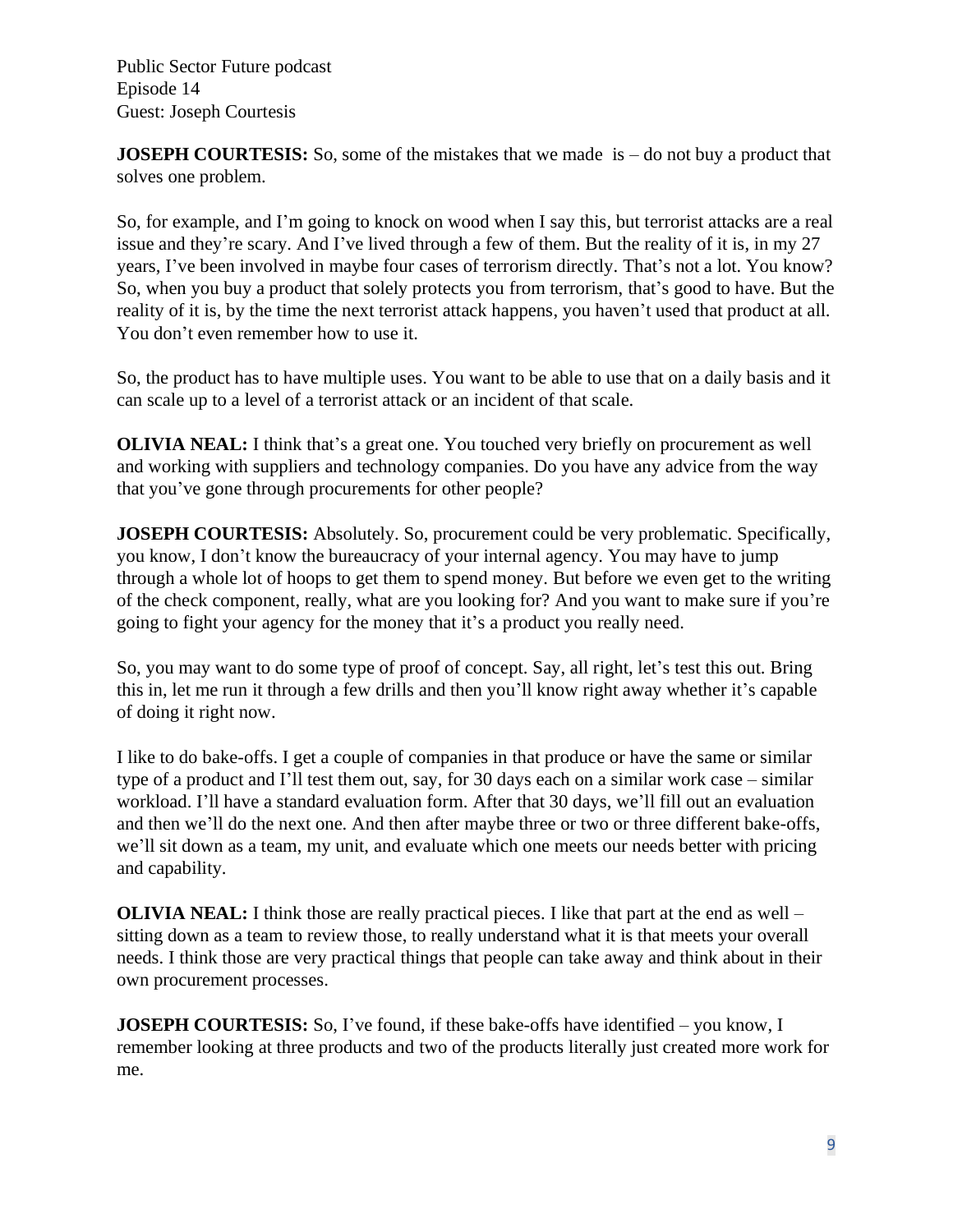**JOSEPH COURTESIS:** So, some of the mistakes that we made is – do not buy a product that solves one problem.

So, for example, and I'm going to knock on wood when I say this, but terrorist attacks are a real issue and they're scary. And I've lived through a few of them. But the reality of it is, in my 27 years, I've been involved in maybe four cases of terrorism directly. That's not a lot. You know? So, when you buy a product that solely protects you from terrorism, that's good to have. But the reality of it is, by the time the next terrorist attack happens, you haven't used that product at all. You don't even remember how to use it.

So, the product has to have multiple uses. You want to be able to use that on a daily basis and it can scale up to a level of a terrorist attack or an incident of that scale.

**OLIVIA NEAL:** I think that's a great one. You touched very briefly on procurement as well and working with suppliers and technology companies. Do you have any advice from the way that you've gone through procurements for other people?

**JOSEPH COURTESIS:** Absolutely. So, procurement could be very problematic. Specifically, you know, I don't know the bureaucracy of your internal agency. You may have to jump through a whole lot of hoops to get them to spend money. But before we even get to the writing of the check component, really, what are you looking for? And you want to make sure if you're going to fight your agency for the money that it's a product you really need.

So, you may want to do some type of proof of concept. Say, all right, let's test this out. Bring this in, let me run it through a few drills and then you'll know right away whether it's capable of doing it right now.

I like to do bake-offs. I get a couple of companies in that produce or have the same or similar type of a product and I'll test them out, say, for 30 days each on a similar work case – similar workload. I'll have a standard evaluation form. After that 30 days, we'll fill out an evaluation and then we'll do the next one. And then after maybe three or two or three different bake-offs, we'll sit down as a team, my unit, and evaluate which one meets our needs better with pricing and capability.

**OLIVIA NEAL:** I think those are really practical pieces. I like that part at the end as well – sitting down as a team to review those, to really understand what it is that meets your overall needs. I think those are very practical things that people can take away and think about in their own procurement processes.

**JOSEPH COURTESIS:** So, I've found, if these bake-offs have identified – you know, I remember looking at three products and two of the products literally just created more work for me.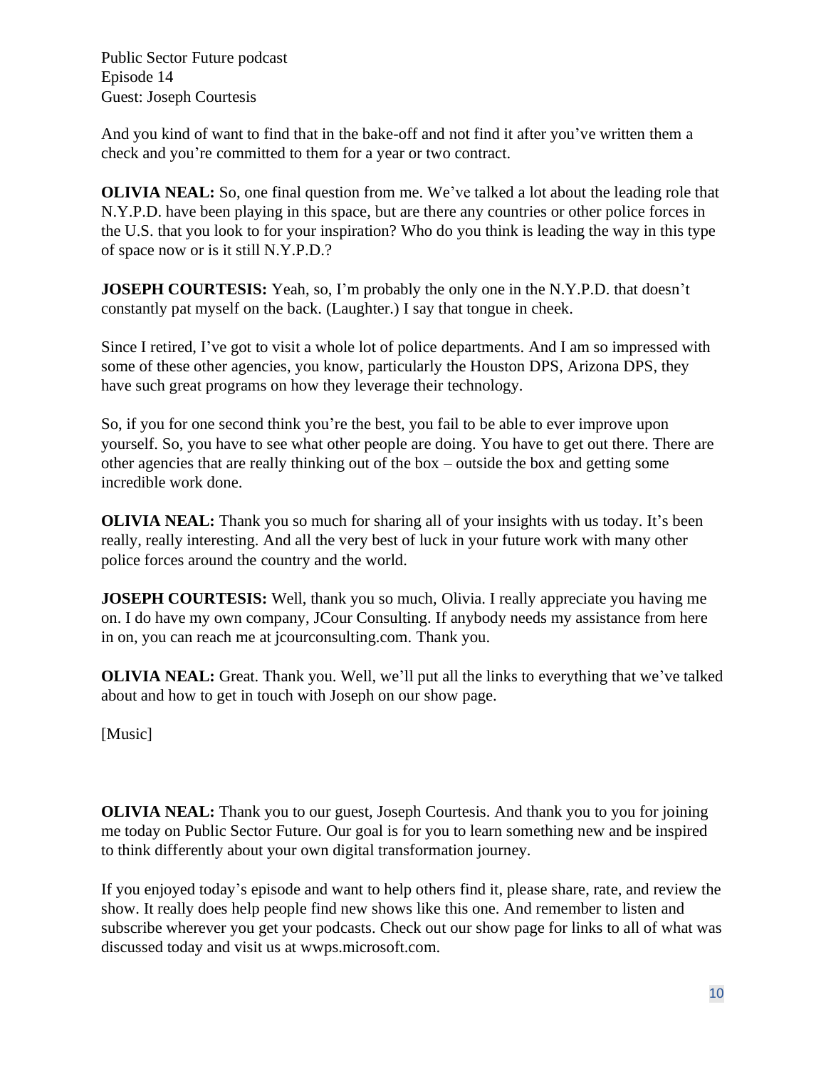And you kind of want to find that in the bake-off and not find it after you've written them a check and you're committed to them for a year or two contract.

**OLIVIA NEAL:** So, one final question from me. We've talked a lot about the leading role that N.Y.P.D. have been playing in this space, but are there any countries or other police forces in the U.S. that you look to for your inspiration? Who do you think is leading the way in this type of space now or is it still N.Y.P.D.?

**JOSEPH COURTESIS:** Yeah, so, I'm probably the only one in the N.Y.P.D. that doesn't constantly pat myself on the back. (Laughter.) I say that tongue in cheek.

Since I retired, I've got to visit a whole lot of police departments. And I am so impressed with some of these other agencies, you know, particularly the Houston DPS, Arizona DPS, they have such great programs on how they leverage their technology.

So, if you for one second think you're the best, you fail to be able to ever improve upon yourself. So, you have to see what other people are doing. You have to get out there. There are other agencies that are really thinking out of the box – outside the box and getting some incredible work done.

**OLIVIA NEAL:** Thank you so much for sharing all of your insights with us today. It's been really, really interesting. And all the very best of luck in your future work with many other police forces around the country and the world.

**JOSEPH COURTESIS:** Well, thank you so much, Olivia. I really appreciate you having me on. I do have my own company, JCour Consulting. If anybody needs my assistance from here in on, you can reach me at jcourconsulting.com. Thank you.

**OLIVIA NEAL:** Great. Thank you. Well, we'll put all the links to everything that we've talked about and how to get in touch with Joseph on our show page.

[Music]

**OLIVIA NEAL:** Thank you to our guest, Joseph Courtesis. And thank you to you for joining me today on Public Sector Future. Our goal is for you to learn something new and be inspired to think differently about your own digital transformation journey.

If you enjoyed today's episode and want to help others find it, please share, rate, and review the show. It really does help people find new shows like this one. And remember to listen and subscribe wherever you get your podcasts. Check out our show page for links to all of what was discussed today and visit us at wwps.microsoft.com.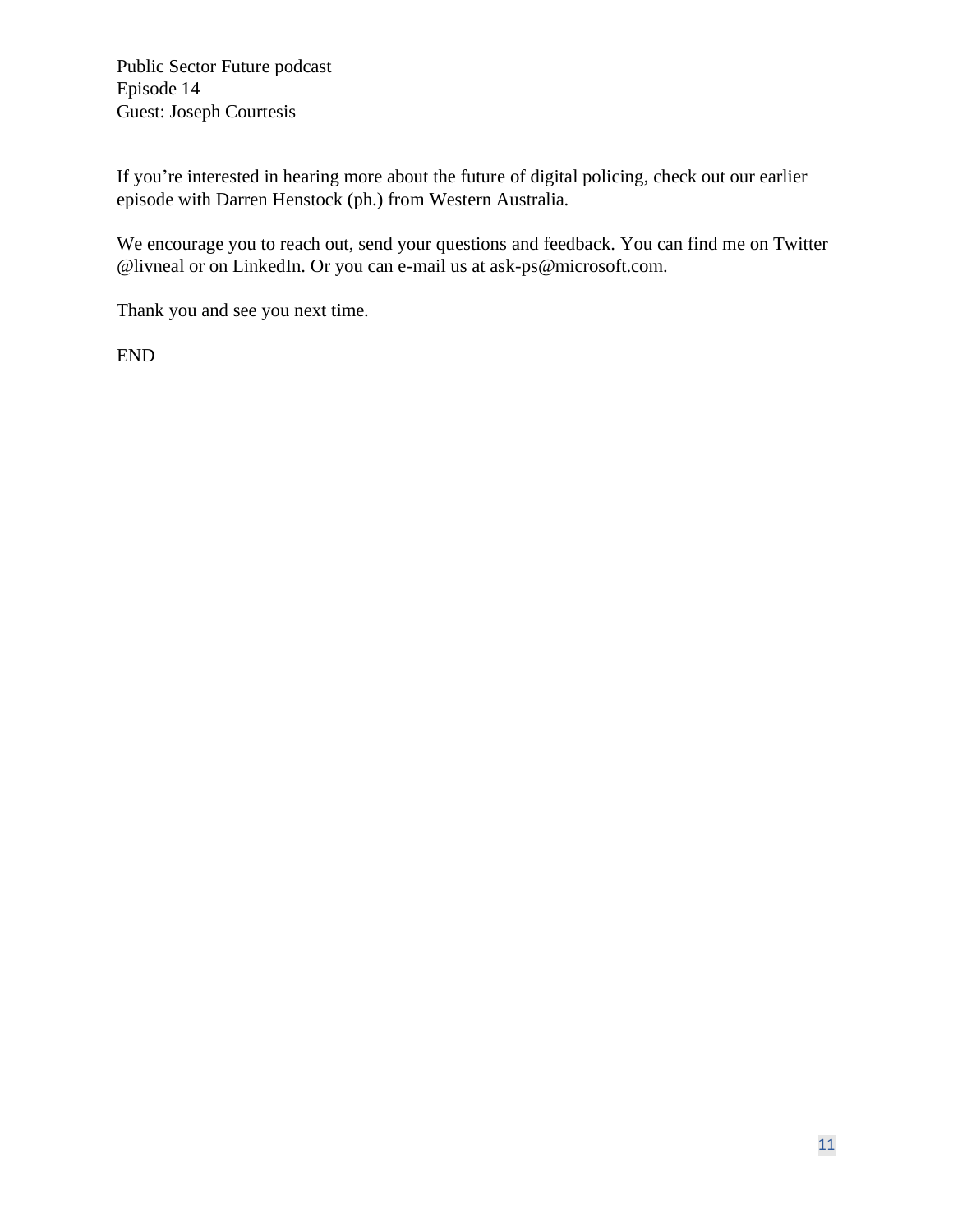If you're interested in hearing more about the future of digital policing, check out our earlier episode with Darren Henstock (ph.) from Western Australia.

We encourage you to reach out, send your questions and feedback. You can find me on Twitter @livneal or on LinkedIn. Or you can e-mail us at ask-ps@microsoft.com.

Thank you and see you next time.

END